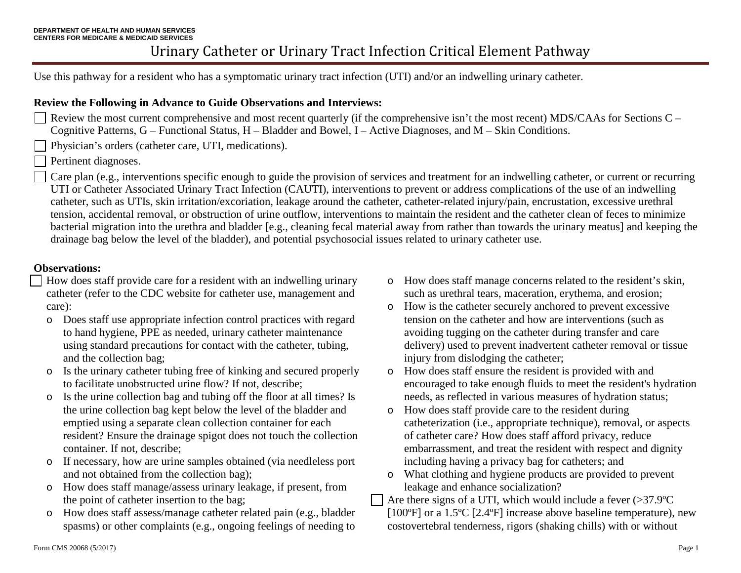DEPARTMENT OF HEALTH AND HUMAN SERVICES
CENTERS FOR MEDICARE & MEDICAID SERVICES

# Urinary Catheter or Urinary Tract Infection Critical Element Pathway

Use this pathway for a resident who has a symptomatic urinary tract infection (UTI) and/or an indwelling urinary catheter.

**Review the Following in Advance to Guide Observations and Interviews:**

- ☐ Review the most current comprehensive and most recent quarterly (if the comprehensive isn't the most recent) MDS/CAAs for Sections C – Cognitive Patterns, G – Functional Status, H – Bladder and Bowel, I – Active Diagnoses, and M – Skin Conditions.
- ☐ Physician's orders (catheter care, UTI, medications).
- ☐ Pertinent diagnoses.
- ☐ Care plan (e.g., interventions specific enough to guide the provision of services and treatment for an indwelling catheter, or current or recurring UTI or Catheter Associated Urinary Tract Infection (CAUTI), interventions to prevent or address complications of the use of an indwelling catheter, such as UTIs, skin irritation/excoriation, leakage around the catheter, catheter-related injury/pain, encrustation, excessive urethral tension, accidental removal, or obstruction of urine outflow, interventions to maintain the resident and the catheter clean of feces to minimize bacterial migration into the urethra and bladder [e.g., cleaning fecal material away from rather than towards the urinary meatus] and keeping the drainage bag below the level of the bladder), and potential psychosocial issues related to urinary catheter use.

**Observations:**

- ☐ How does staff provide care for a resident with an indwelling urinary catheter (refer to the CDC website for catheter use, management and care):
  - Does staff use appropriate infection control practices with regard to hand hygiene, PPE as needed, urinary catheter maintenance using standard precautions for contact with the catheter, tubing, and the collection bag;
  - Is the urinary catheter tubing free of kinking and secured properly to facilitate unobstructed urine flow? If not, describe;
  - Is the urine collection bag and tubing off the floor at all times? Is the urine collection bag kept below the level of the bladder and emptied using a separate clean collection container for each resident? Ensure the drainage spigot does not touch the collection container. If not, describe;
  - If necessary, how are urine samples obtained (via needleless port and not obtained from the collection bag);
  - How does staff manage/assess urinary leakage, if present, from the point of catheter insertion to the bag;
  - How does staff assess/manage catheter related pain (e.g., bladder spasms) or other complaints (e.g., ongoing feelings of needing to
  - How does staff manage concerns related to the resident's skin, such as urethral tears, maceration, erythema, and erosion;
  - How is the catheter securely anchored to prevent excessive tension on the catheter and how are interventions (such as avoiding tugging on the catheter during transfer and care delivery) used to prevent inadvertent catheter removal or tissue injury from dislodging the catheter;
  - How does staff ensure the resident is provided with and encouraged to take enough fluids to meet the resident's hydration needs, as reflected in various measures of hydration status;
  - How does staff provide care to the resident during catheterization (i.e., appropriate technique), removal, or aspects of catheter care? How does staff afford privacy, reduce embarrassment, and treat the resident with respect and dignity including having a privacy bag for catheters; and
  - What clothing and hygiene products are provided to prevent leakage and enhance socialization?
- ☐ Are there signs of a UTI, which would include a fever (>37.9ºC [100ºF] or a 1.5ºC [2.4ºF] increase above baseline temperature), new costovertebral tenderness, rigors (shaking chills) with or without

Form CMS 20068 (5/2017)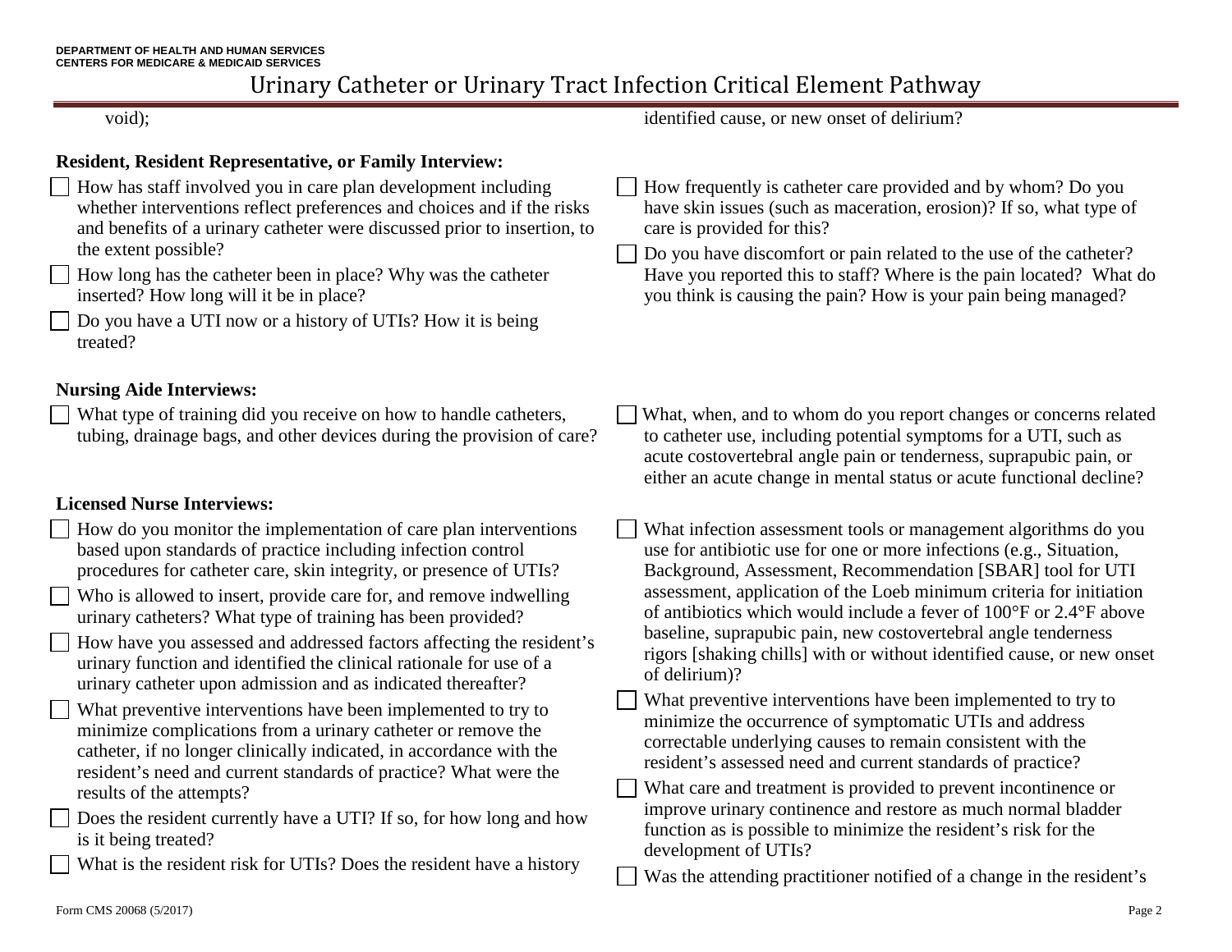void);

identified cause, or new onset of delirium?

**Resident, Resident Representative, or Family Interview:**

- ☐ How has staff involved you in care plan development including whether interventions reflect preferences and choices and if the risks and benefits of a urinary catheter were discussed prior to insertion, to the extent possible?
- ☐ How long has the catheter been in place? Why was the catheter inserted? How long will it be in place?
- ☐ Do you have a UTI now or a history of UTIs? How it is being treated?
- ☐ How frequently is catheter care provided and by whom? Do you have skin issues (such as maceration, erosion)? If so, what type of care is provided for this?
- ☐ Do you have discomfort or pain related to the use of the catheter? Have you reported this to staff? Where is the pain located? What do you think is causing the pain? How is your pain being managed?

**Nursing Aide Interviews:**

- ☐ What type of training did you receive on how to handle catheters, tubing, drainage bags, and other devices during the provision of care?
- ☐ What, when, and to whom do you report changes or concerns related to catheter use, including potential symptoms for a UTI, such as acute costovertebral angle pain or tenderness, suprapubic pain, or either an acute change in mental status or acute functional decline?

**Licensed Nurse Interviews:**

- ☐ How do you monitor the implementation of care plan interventions based upon standards of practice including infection control procedures for catheter care, skin integrity, or presence of UTIs?
- ☐ Who is allowed to insert, provide care for, and remove indwelling urinary catheters? What type of training has been provided?
- ☐ How have you assessed and addressed factors affecting the resident's urinary function and identified the clinical rationale for use of a urinary catheter upon admission and as indicated thereafter?
- ☐ What preventive interventions have been implemented to try to minimize complications from a urinary catheter or remove the catheter, if no longer clinically indicated, in accordance with the resident's need and current standards of practice? What were the results of the attempts?
- ☐ Does the resident currently have a UTI? If so, for how long and how is it being treated?
- ☐ What is the resident risk for UTIs? Does the resident have a history
- ☐ What infection assessment tools or management algorithms do you use for antibiotic use for one or more infections (e.g., Situation, Background, Assessment, Recommendation [SBAR] tool for UTI assessment, application of the Loeb minimum criteria for initiation of antibiotics which would include a fever of 100°F or 2.4°F above baseline, suprapubic pain, new costovertebral angle tenderness rigors [shaking chills] with or without identified cause, or new onset of delirium)?
- ☐ What preventive interventions have been implemented to try to minimize the occurrence of symptomatic UTIs and address correctable underlying causes to remain consistent with the resident's assessed need and current standards of practice?
- ☐ What care and treatment is provided to prevent incontinence or improve urinary continence and restore as much normal bladder function as is possible to minimize the resident's risk for the development of UTIs?
- ☐ Was the attending practitioner notified of a change in the resident's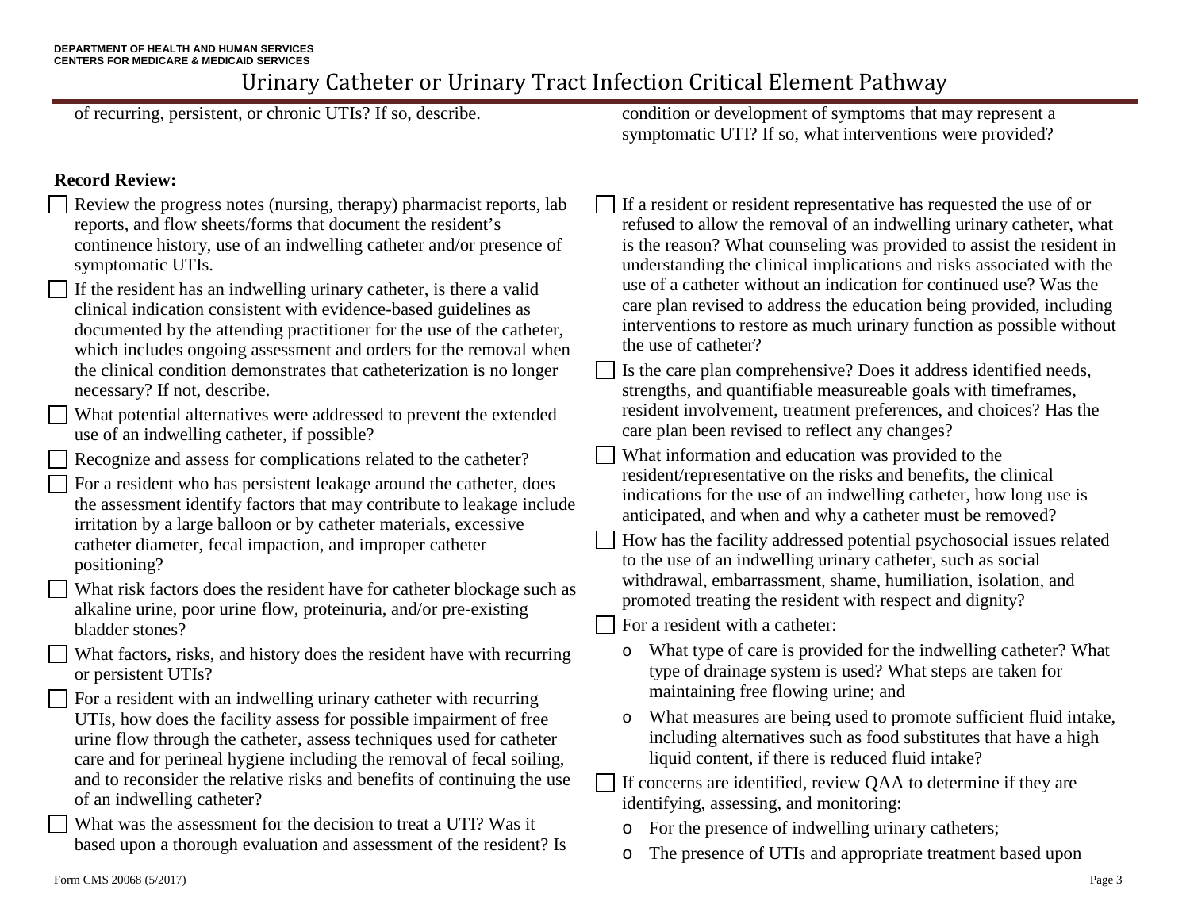of recurring, persistent, or chronic UTIs? If so, describe.

**Record Review:**

- ☐ Review the progress notes (nursing, therapy) pharmacist reports, lab reports, and flow sheets/forms that document the resident's continence history, use of an indwelling catheter and/or presence of symptomatic UTIs.
- ☐ If the resident has an indwelling urinary catheter, is there a valid clinical indication consistent with evidence-based guidelines as documented by the attending practitioner for the use of the catheter, which includes ongoing assessment and orders for the removal when the clinical condition demonstrates that catheterization is no longer necessary? If not, describe.
- ☐ What potential alternatives were addressed to prevent the extended use of an indwelling catheter, if possible?
- ☐ Recognize and assess for complications related to the catheter?
- ☐ For a resident who has persistent leakage around the catheter, does the assessment identify factors that may contribute to leakage include irritation by a large balloon or by catheter materials, excessive catheter diameter, fecal impaction, and improper catheter positioning?
- ☐ What risk factors does the resident have for catheter blockage such as alkaline urine, poor urine flow, proteinuria, and/or pre-existing bladder stones?
- ☐ What factors, risks, and history does the resident have with recurring or persistent UTIs?
- ☐ For a resident with an indwelling urinary catheter with recurring UTIs, how does the facility assess for possible impairment of free urine flow through the catheter, assess techniques used for catheter care and for perineal hygiene including the removal of fecal soiling, and to reconsider the relative risks and benefits of continuing the use of an indwelling catheter?
- ☐ What was the assessment for the decision to treat a UTI? Was it based upon a thorough evaluation and assessment of the resident? Is condition or development of symptoms that may represent a symptomatic UTI? If so, what interventions were provided?
- ☐ If a resident or resident representative has requested the use of or refused to allow the removal of an indwelling urinary catheter, what is the reason? What counseling was provided to assist the resident in understanding the clinical implications and risks associated with the use of a catheter without an indication for continued use? Was the care plan revised to address the education being provided, including interventions to restore as much urinary function as possible without the use of catheter?
- ☐ Is the care plan comprehensive? Does it address identified needs, strengths, and quantifiable measureable goals with timeframes, resident involvement, treatment preferences, and choices? Has the care plan been revised to reflect any changes?
- ☐ What information and education was provided to the resident/representative on the risks and benefits, the clinical indications for the use of an indwelling catheter, how long use is anticipated, and when and why a catheter must be removed?
- ☐ How has the facility addressed potential psychosocial issues related to the use of an indwelling urinary catheter, such as social withdrawal, embarrassment, shame, humiliation, isolation, and promoted treating the resident with respect and dignity?
- ☐ For a resident with a catheter:
  - What type of care is provided for the indwelling catheter? What type of drainage system is used? What steps are taken for maintaining free flowing urine; and
  - What measures are being used to promote sufficient fluid intake, including alternatives such as food substitutes that have a high liquid content, if there is reduced fluid intake?
- ☐ If concerns are identified, review QAA to determine if they are identifying, assessing, and monitoring:
  - For the presence of indwelling urinary catheters;
  - The presence of UTIs and appropriate treatment based upon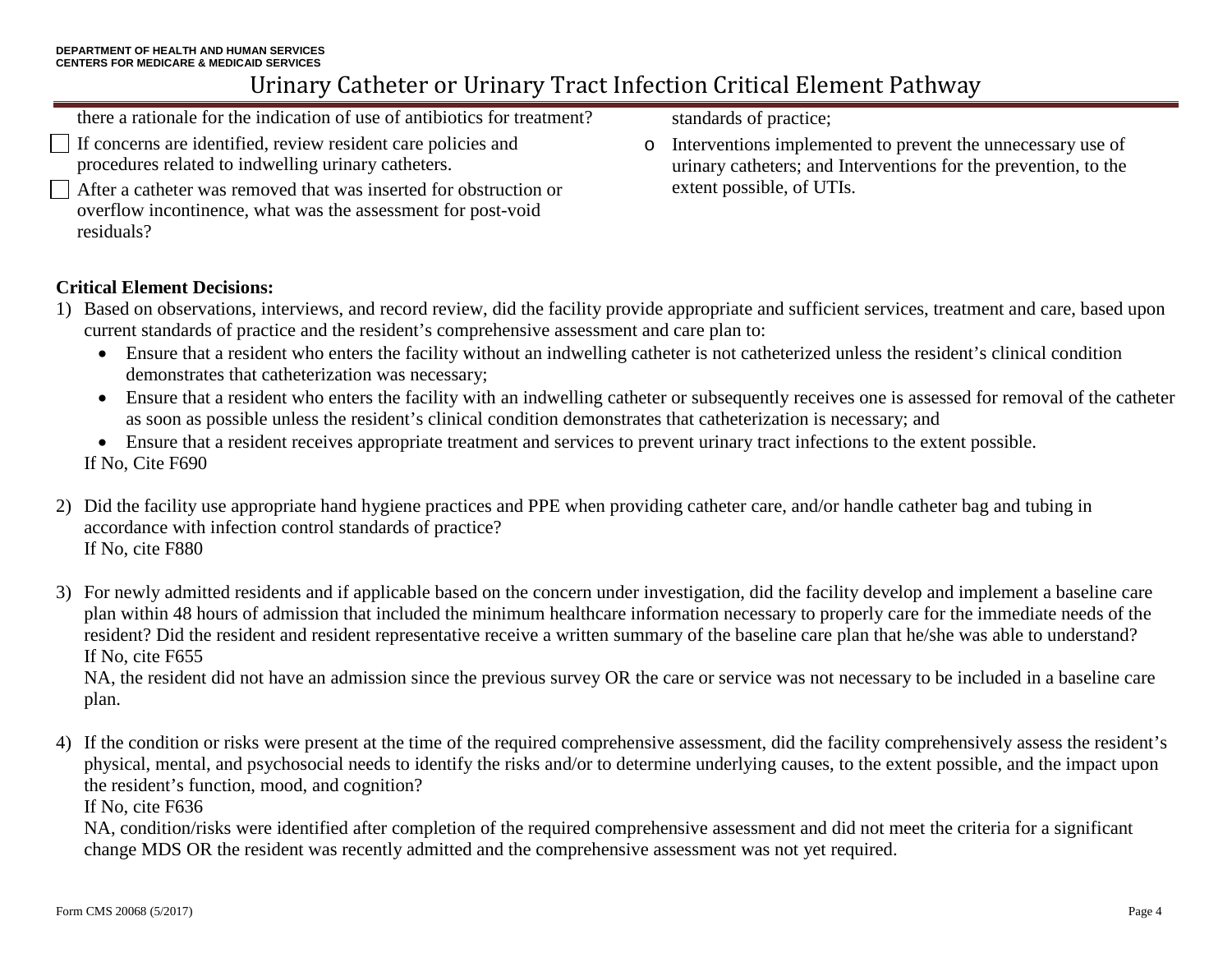there a rationale for the indication of use of antibiotics for treatment?

- [ ] If concerns are identified, review resident care policies and procedures related to indwelling urinary catheters.
- [ ] After a catheter was removed that was inserted for obstruction or overflow incontinence, what was the assessment for post-void residuals?

standards of practice;

- o Interventions implemented to prevent the unnecessary use of urinary catheters; and Interventions for the prevention, to the extent possible, of UTIs.

**Critical Element Decisions:**

1) Based on observations, interviews, and record review, did the facility provide appropriate and sufficient services, treatment and care, based upon current standards of practice and the resident's comprehensive assessment and care plan to:
   - Ensure that a resident who enters the facility without an indwelling catheter is not catheterized unless the resident's clinical condition demonstrates that catheterization was necessary;
   - Ensure that a resident who enters the facility with an indwelling catheter or subsequently receives one is assessed for removal of the catheter as soon as possible unless the resident's clinical condition demonstrates that catheterization is necessary; and
   - Ensure that a resident receives appropriate treatment and services to prevent urinary tract infections to the extent possible.

   If No, Cite F690

2) Did the facility use appropriate hand hygiene practices and PPE when providing catheter care, and/or handle catheter bag and tubing in accordance with infection control standards of practice?
   If No, cite F880

3) For newly admitted residents and if applicable based on the concern under investigation, did the facility develop and implement a baseline care plan within 48 hours of admission that included the minimum healthcare information necessary to properly care for the immediate needs of the resident? Did the resident and resident representative receive a written summary of the baseline care plan that he/she was able to understand?
   If No, cite F655
   NA, the resident did not have an admission since the previous survey OR the care or service was not necessary to be included in a baseline care plan.

4) If the condition or risks were present at the time of the required comprehensive assessment, did the facility comprehensively assess the resident's physical, mental, and psychosocial needs to identify the risks and/or to determine underlying causes, to the extent possible, and the impact upon the resident's function, mood, and cognition?
   If No, cite F636
   NA, condition/risks were identified after completion of the required comprehensive assessment and did not meet the criteria for a significant change MDS OR the resident was recently admitted and the comprehensive assessment was not yet required.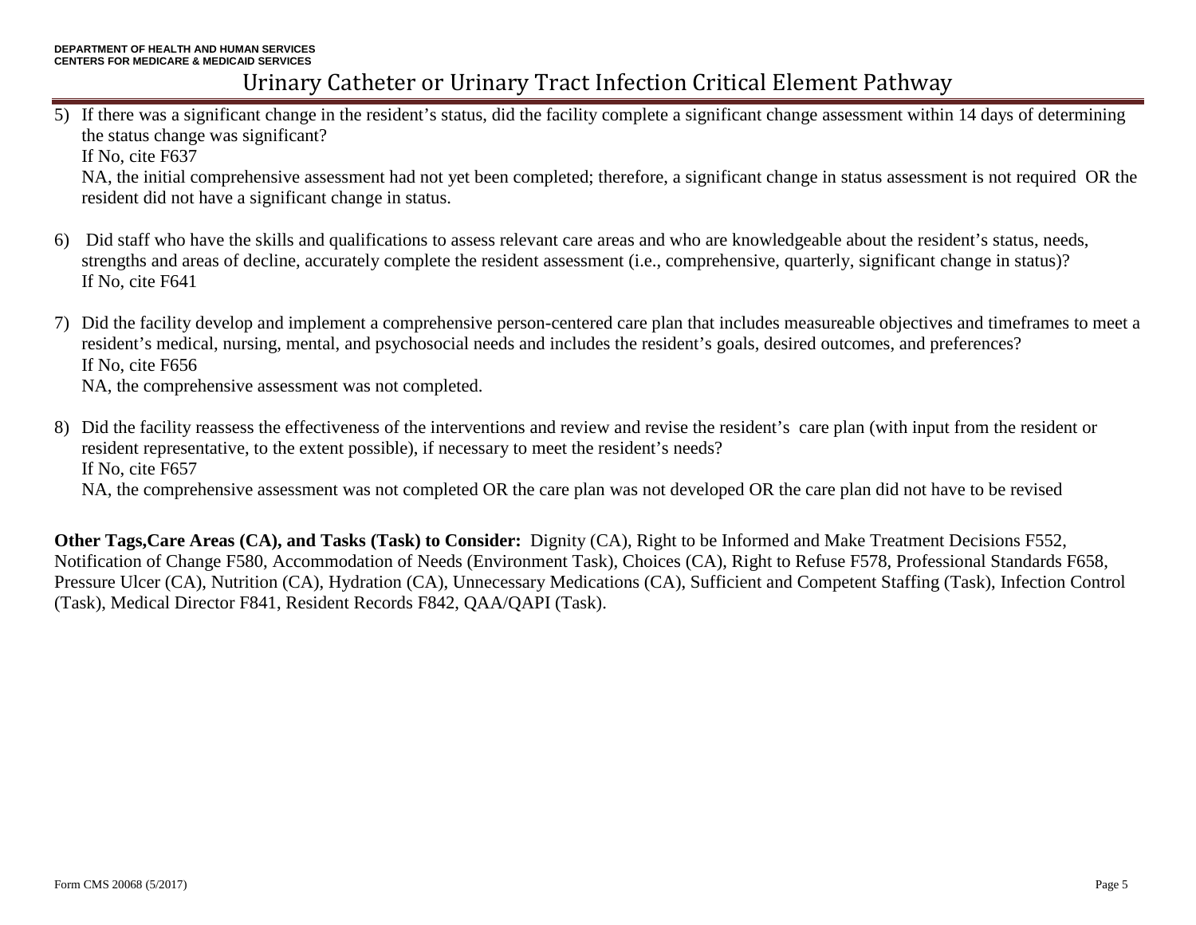# Urinary Catheter or Urinary Tract Infection Critical Element Pathway

5) If there was a significant change in the resident's status, did the facility complete a significant change assessment within 14 days of determining the status change was significant?
   If No, cite F637
   NA, the initial comprehensive assessment had not yet been completed; therefore, a significant change in status assessment is not required OR the resident did not have a significant change in status.

6) Did staff who have the skills and qualifications to assess relevant care areas and who are knowledgeable about the resident's status, needs, strengths and areas of decline, accurately complete the resident assessment (i.e., comprehensive, quarterly, significant change in status)?
   If No, cite F641

7) Did the facility develop and implement a comprehensive person-centered care plan that includes measureable objectives and timeframes to meet a resident's medical, nursing, mental, and psychosocial needs and includes the resident's goals, desired outcomes, and preferences?
   If No, cite F656
   NA, the comprehensive assessment was not completed.

8) Did the facility reassess the effectiveness of the interventions and review and revise the resident's care plan (with input from the resident or resident representative, to the extent possible), if necessary to meet the resident's needs?
   If No, cite F657
   NA, the comprehensive assessment was not completed OR the care plan was not developed OR the care plan did not have to be revised

**Other Tags,Care Areas (CA), and Tasks (Task) to Consider:** Dignity (CA), Right to be Informed and Make Treatment Decisions F552, Notification of Change F580, Accommodation of Needs (Environment Task), Choices (CA), Right to Refuse F578, Professional Standards F658, Pressure Ulcer (CA), Nutrition (CA), Hydration (CA), Unnecessary Medications (CA), Sufficient and Competent Staffing (Task), Infection Control (Task), Medical Director F841, Resident Records F842, QAA/QAPI (Task).